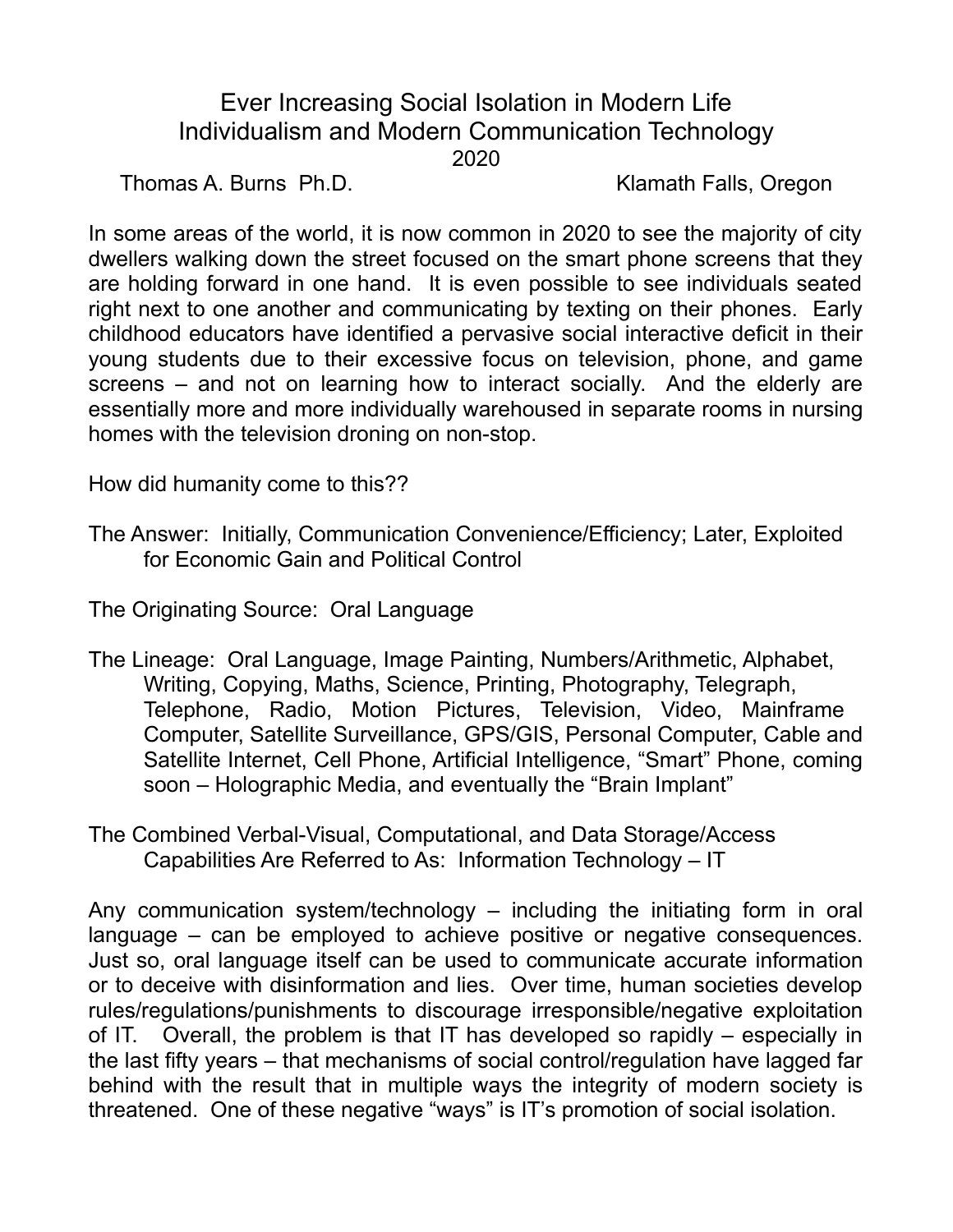# Ever Increasing Social Isolation in Modern Life
## Individualism and Modern Communication Technology
2020

Thomas A. Burns Ph.D. Klamath Falls, Oregon

In some areas of the world, it is now common in 2020 to see the majority of city dwellers walking down the street focused on the smart phone screens that they are holding forward in one hand. It is even possible to see individuals seated right next to one another and communicating by texting on their phones. Early childhood educators have identified a pervasive social interactive deficit in their young students due to their excessive focus on television, phone, and game screens – and not on learning how to interact socially. And the elderly are essentially more and more individually warehoused in separate rooms in nursing homes with the television droning on non-stop.

How did humanity come to this??

The Answer: Initially, Communication Convenience/Efficiency; Later, Exploited for Economic Gain and Political Control

The Originating Source: Oral Language

The Lineage: Oral Language, Image Painting, Numbers/Arithmetic, Alphabet, Writing, Copying, Maths, Science, Printing, Photography, Telegraph, Telephone, Radio, Motion Pictures, Television, Video, Mainframe Computer, Satellite Surveillance, GPS/GIS, Personal Computer, Cable and Satellite Internet, Cell Phone, Artificial Intelligence, "Smart" Phone, coming soon – Holographic Media, and eventually the "Brain Implant"

The Combined Verbal-Visual, Computational, and Data Storage/Access Capabilities Are Referred to As: Information Technology – IT

Any communication system/technology – including the initiating form in oral language – can be employed to achieve positive or negative consequences. Just so, oral language itself can be used to communicate accurate information or to deceive with disinformation and lies. Over time, human societies develop rules/regulations/punishments to discourage irresponsible/negative exploitation of IT. Overall, the problem is that IT has developed so rapidly – especially in the last fifty years – that mechanisms of social control/regulation have lagged far behind with the result that in multiple ways the integrity of modern society is threatened. One of these negative "ways" is IT's promotion of social isolation.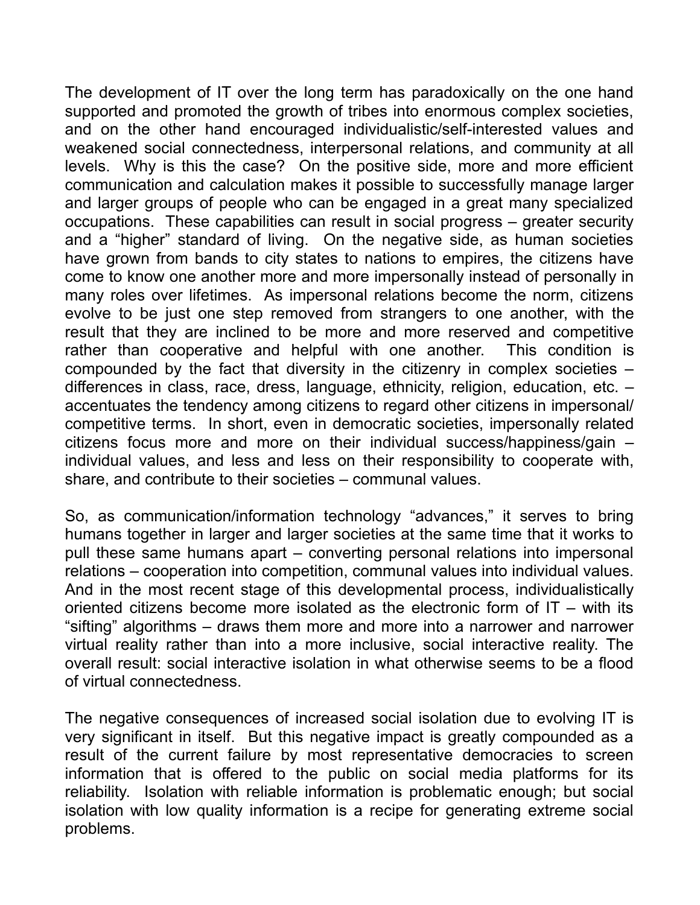The development of IT over the long term has paradoxically on the one hand supported and promoted the growth of tribes into enormous complex societies, and on the other hand encouraged individualistic/self-interested values and weakened social connectedness, interpersonal relations, and community at all levels. Why is this the case? On the positive side, more and more efficient communication and calculation makes it possible to successfully manage larger and larger groups of people who can be engaged in a great many specialized occupations. These capabilities can result in social progress – greater security and a "higher" standard of living. On the negative side, as human societies have grown from bands to city states to nations to empires, the citizens have come to know one another more and more impersonally instead of personally in many roles over lifetimes. As impersonal relations become the norm, citizens evolve to be just one step removed from strangers to one another, with the result that they are inclined to be more and more reserved and competitive rather than cooperative and helpful with one another. This condition is compounded by the fact that diversity in the citizenry in complex societies – differences in class, race, dress, language, ethnicity, religion, education, etc. – accentuates the tendency among citizens to regard other citizens in impersonal/competitive terms. In short, even in democratic societies, impersonally related citizens focus more and more on their individual success/happiness/gain – individual values, and less and less on their responsibility to cooperate with, share, and contribute to their societies – communal values.

So, as communication/information technology "advances," it serves to bring humans together in larger and larger societies at the same time that it works to pull these same humans apart – converting personal relations into impersonal relations – cooperation into competition, communal values into individual values. And in the most recent stage of this developmental process, individualistically oriented citizens become more isolated as the electronic form of IT – with its "sifting" algorithms – draws them more and more into a narrower and narrower virtual reality rather than into a more inclusive, social interactive reality. The overall result: social interactive isolation in what otherwise seems to be a flood of virtual connectedness.

The negative consequences of increased social isolation due to evolving IT is very significant in itself. But this negative impact is greatly compounded as a result of the current failure by most representative democracies to screen information that is offered to the public on social media platforms for its reliability. Isolation with reliable information is problematic enough; but social isolation with low quality information is a recipe for generating extreme social problems.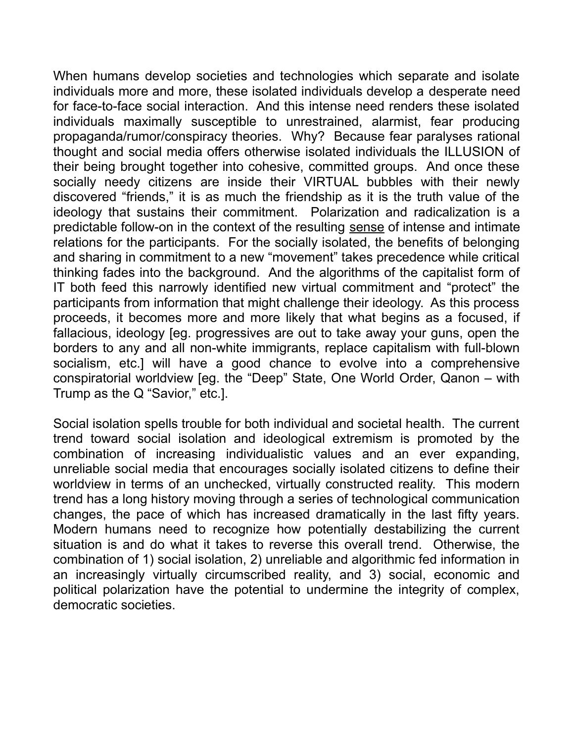When humans develop societies and technologies which separate and isolate individuals more and more, these isolated individuals develop a desperate need for face-to-face social interaction. And this intense need renders these isolated individuals maximally susceptible to unrestrained, alarmist, fear producing propaganda/rumor/conspiracy theories. Why? Because fear paralyses rational thought and social media offers otherwise isolated individuals the ILLUSION of their being brought together into cohesive, committed groups. And once these socially needy citizens are inside their VIRTUAL bubbles with their newly discovered "friends," it is as much the friendship as it is the truth value of the ideology that sustains their commitment. Polarization and radicalization is a predictable follow-on in the context of the resulting <u>sense</u> of intense and intimate relations for the participants. For the socially isolated, the benefits of belonging and sharing in commitment to a new "movement" takes precedence while critical thinking fades into the background. And the algorithms of the capitalist form of IT both feed this narrowly identified new virtual commitment and "protect" the participants from information that might challenge their ideology. As this process proceeds, it becomes more and more likely that what begins as a focused, if fallacious, ideology [eg. progressives are out to take away your guns, open the borders to any and all non-white immigrants, replace capitalism with full-blown socialism, etc.] will have a good chance to evolve into a comprehensive conspiratorial worldview [eg. the "Deep" State, One World Order, Qanon – with Trump as the Q "Savior," etc.].

Social isolation spells trouble for both individual and societal health. The current trend toward social isolation and ideological extremism is promoted by the combination of increasing individualistic values and an ever expanding, unreliable social media that encourages socially isolated citizens to define their worldview in terms of an unchecked, virtually constructed reality. This modern trend has a long history moving through a series of technological communication changes, the pace of which has increased dramatically in the last fifty years. Modern humans need to recognize how potentially destabilizing the current situation is and do what it takes to reverse this overall trend. Otherwise, the combination of 1) social isolation, 2) unreliable and algorithmic fed information in an increasingly virtually circumscribed reality, and 3) social, economic and political polarization have the potential to undermine the integrity of complex, democratic societies.